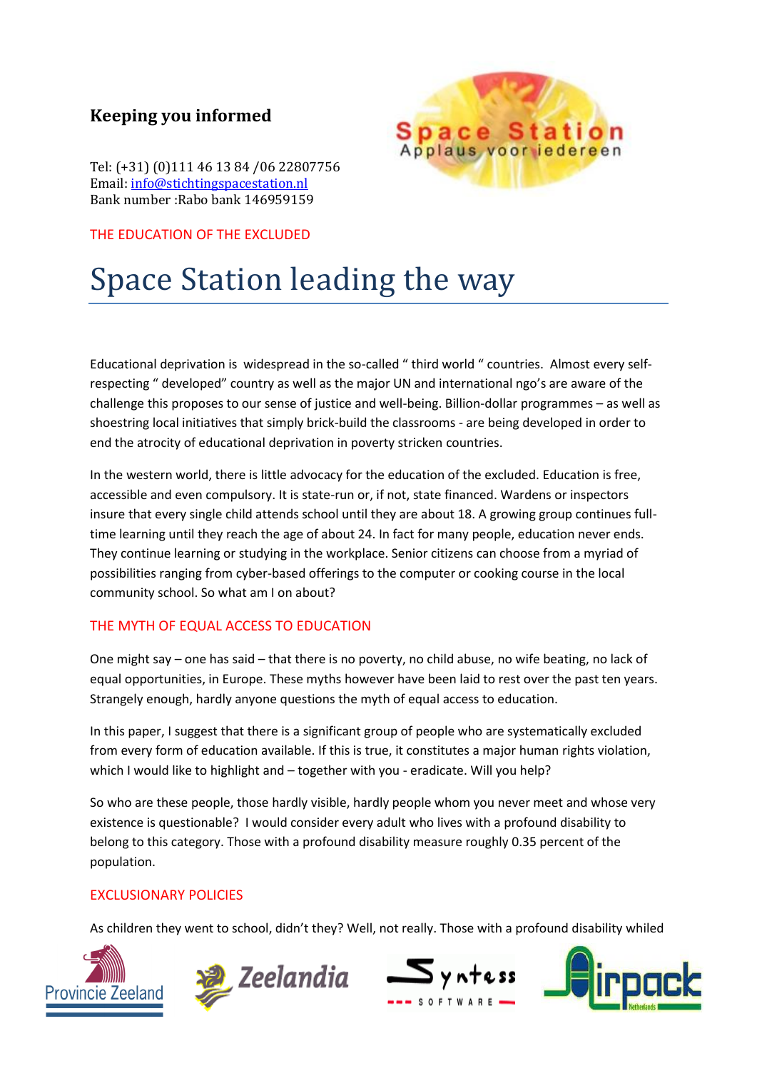## Keeping you informed

Tel: (+31) (0)111 46 13 84 /06 22807756
Email: info@stichtingspacestation.nl
Bank number :Rabo bank 146959159

Space Station
Applaus voor iedereen

THE EDUCATION OF THE EXCLUDED

# Space Station leading the way

Educational deprivation is widespread in the so-called " third world " countries. Almost every self-respecting " developed" country as well as the major UN and international ngo's are aware of the challenge this proposes to our sense of justice and well-being. Billion-dollar programmes – as well as shoestring local initiatives that simply brick-build the classrooms - are being developed in order to end the atrocity of educational deprivation in poverty stricken countries.

In the western world, there is little advocacy for the education of the excluded. Education is free, accessible and even compulsory. It is state-run or, if not, state financed. Wardens or inspectors insure that every single child attends school until they are about 18. A growing group continues full-time learning until they reach the age of about 24. In fact for many people, education never ends. They continue learning or studying in the workplace. Senior citizens can choose from a myriad of possibilities ranging from cyber-based offerings to the computer or cooking course in the local community school. So what am I on about?

THE MYTH OF EQUAL ACCESS TO EDUCATION

One might say – one has said – that there is no poverty, no child abuse, no wife beating, no lack of equal opportunities, in Europe. These myths however have been laid to rest over the past ten years. Strangely enough, hardly anyone questions the myth of equal access to education.

In this paper, I suggest that there is a significant group of people who are systematically excluded from every form of education available. If this is true, it constitutes a major human rights violation, which I would like to highlight and – together with you - eradicate. Will you help?

So who are these people, those hardly visible, hardly people whom you never meet and whose very existence is questionable? I would consider every adult who lives with a profound disability to belong to this category. Those with a profound disability measure roughly 0.35 percent of the population.

EXCLUSIONARY POLICIES

As children they went to school, didn't they? Well, not really. Those with a profound disability whiled

Provincie Zeeland | Zeelandia | Syntess Software | Airpack Netherlands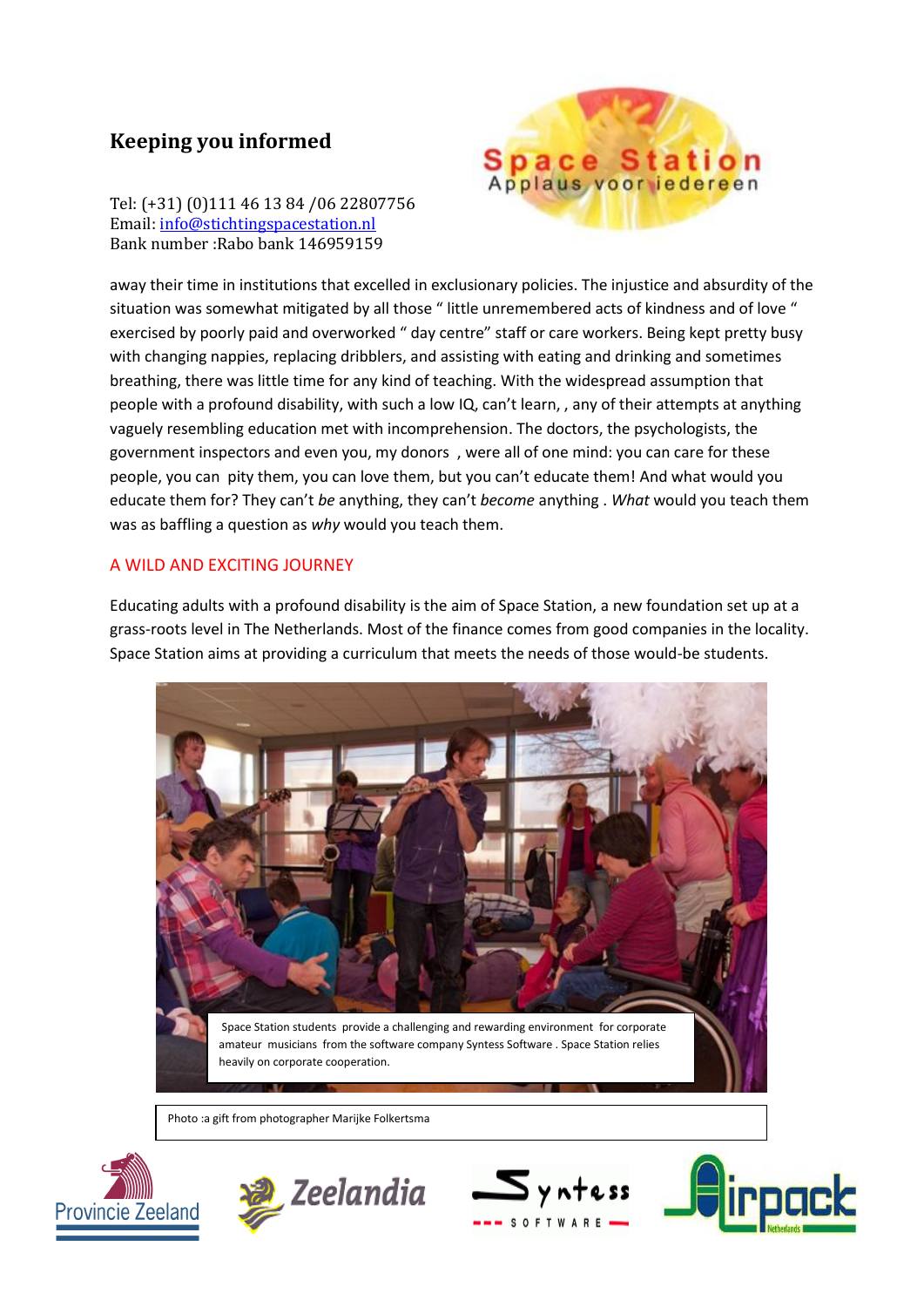## Keeping you informed

Tel: (+31) (0)111 46 13 84 /06 22807756
Email: info@stichtingspacestation.nl
Bank number :Rabo bank 146959159

away their time in institutions that excelled in exclusionary policies. The injustice and absurdity of the situation was somewhat mitigated by all those " little unremembered acts of kindness and of love " exercised by poorly paid and overworked " day centre" staff or care workers. Being kept pretty busy with changing nappies, replacing dribblers, and assisting with eating and drinking and sometimes breathing, there was little time for any kind of teaching. With the widespread assumption that people with a profound disability, with such a low IQ, can't learn, , any of their attempts at anything vaguely resembling education met with incomprehension. The doctors, the psychologists, the government inspectors and even you, my donors , were all of one mind: you can care for these people, you can pity them, you can love them, but you can't educate them! And what would you educate them for? They can't *be* anything, they can't *become* anything . *What* would you teach them was as baffling a question as *why* would you teach them.

### A WILD AND EXCITING JOURNEY

Educating adults with a profound disability is the aim of Space Station, a new foundation set up at a grass-roots level in The Netherlands. Most of the finance comes from good companies in the locality. Space Station aims at providing a curriculum that meets the needs of those would-be students.

Space Station students provide a challenging and rewarding environment for corporate amateur musicians from the software company Syntess Software . Space Station relies heavily on corporate cooperation.

Photo :a gift from photographer Marijke Folkertsma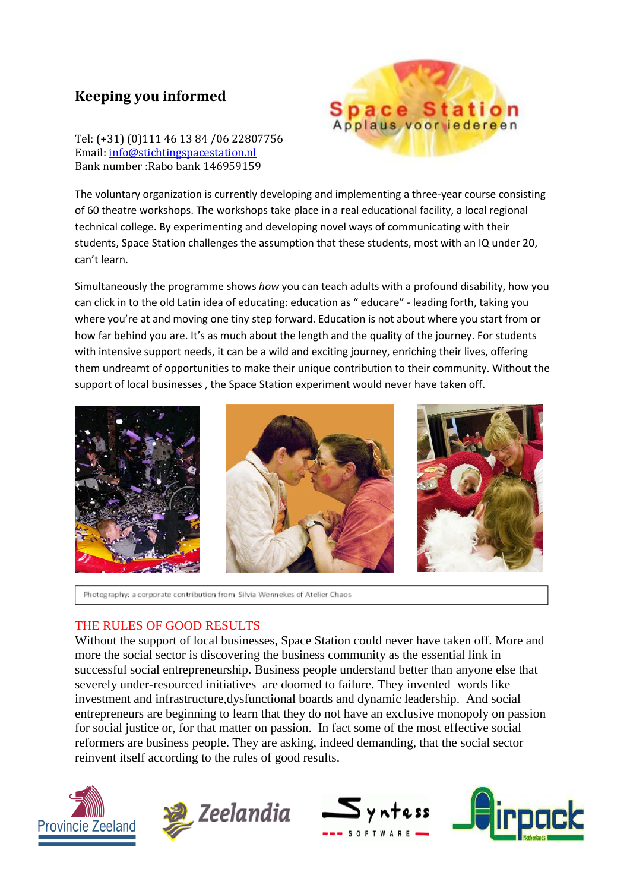# Keeping you informed

Tel: (+31) (0)111 46 13 84 /06 22807756
Email: [info@stichtingspacestation.nl](mailto:info@stichtingspacestation.nl)
Bank number :Rabo bank 146959159

The voluntary organization is currently developing and implementing a three-year course consisting of 60 theatre workshops. The workshops take place in a real educational facility, a local regional technical college. By experimenting and developing novel ways of communicating with their students, Space Station challenges the assumption that these students, most with an IQ under 20, can't learn.

Simultaneously the programme shows *how* you can teach adults with a profound disability, how you can click in to the old Latin idea of educating: education as " educare" - leading forth, taking you where you're at and moving one tiny step forward. Education is not about where you start from or how far behind you are. It's as much about the length and the quality of the journey. For students with intensive support needs, it can be a wild and exciting journey, enriching their lives, offering them undreamt of opportunities to make their unique contribution to their community. Without the support of local businesses , the Space Station experiment would never have taken off.

Photography: a corporate contribution from Silvia Wennekes of Atelier Chaos

## THE RULES OF GOOD RESULTS

Without the support of local businesses, Space Station could never have taken off. More and more the social sector is discovering the business community as the essential link in successful social entrepreneurship. Business people understand better than anyone else that severely under-resourced initiatives are doomed to failure. They invented words like investment and infrastructure,dysfunctional boards and dynamic leadership. And social entrepreneurs are beginning to learn that they do not have an exclusive monopoly on passion for social justice or, for that matter on passion. In fact some of the most effective social reformers are business people. They are asking, indeed demanding, that the social sector reinvent itself according to the rules of good results.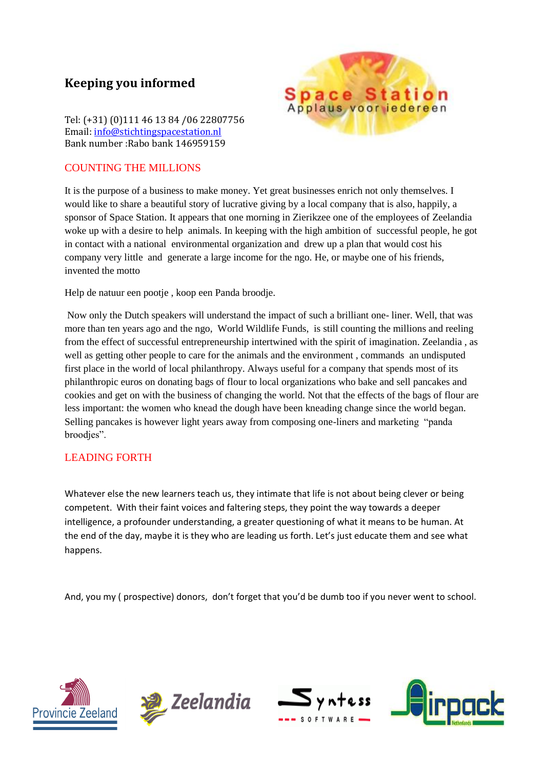## Keeping you informed

Tel: (+31) (0)111 46 13 84 /06 22807756
Email: info@stichtingspacestation.nl
Bank number :Rabo bank 146959159

### COUNTING THE MILLIONS

It is the purpose of a business to make money. Yet great businesses enrich not only themselves. I would like to share a beautiful story of lucrative giving by a local company that is also, happily, a sponsor of Space Station. It appears that one morning in Zierikzee one of the employees of Zeelandia woke up with a desire to help animals. In keeping with the high ambition of successful people, he got in contact with a national environmental organization and drew up a plan that would cost his company very little and generate a large income for the ngo. He, or maybe one of his friends, invented the motto

Help de natuur een pootje , koop een Panda broodje.

Now only the Dutch speakers will understand the impact of such a brilliant one- liner. Well, that was more than ten years ago and the ngo, World Wildlife Funds, is still counting the millions and reeling from the effect of successful entrepreneurship intertwined with the spirit of imagination. Zeelandia , as well as getting other people to care for the animals and the environment , commands an undisputed first place in the world of local philanthropy. Always useful for a company that spends most of its philanthropic euros on donating bags of flour to local organizations who bake and sell pancakes and cookies and get on with the business of changing the world. Not that the effects of the bags of flour are less important: the women who knead the dough have been kneading change since the world began. Selling pancakes is however light years away from composing one-liners and marketing "panda broodjes".

### LEADING FORTH

Whatever else the new learners teach us, they intimate that life is not about being clever or being competent. With their faint voices and faltering steps, they point the way towards a deeper intelligence, a profounder understanding, a greater questioning of what it means to be human. At the end of the day, maybe it is they who are leading us forth. Let's just educate them and see what happens.

And, you my ( prospective) donors, don't forget that you'd be dumb too if you never went to school.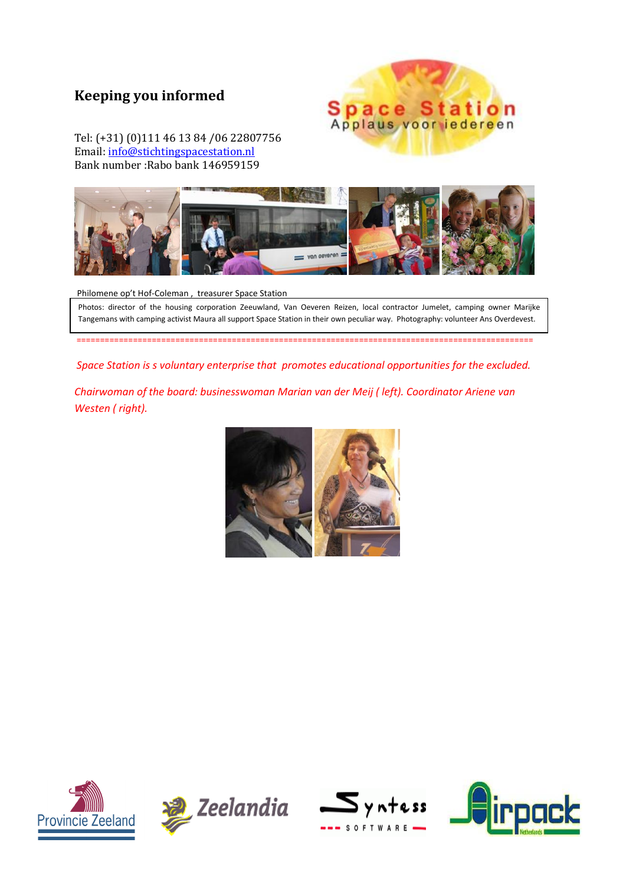## Keeping you informed

Tel: (+31) (0)111 46 13 84 /06 22807756
Email: info@stichtingspacestation.nl
Bank number :Rabo bank 146959159

Philomene op't Hof-Coleman , treasurer Space Station

Photos: director of the housing corporation Zeeuwland, Van Oeveren Reizen, local contractor Jumelet, camping owner Marijke Tangemans with camping activist Maura all support Space Station in their own peculiar way. Photography: volunteer Ans Overdevest.

===============================================================================================

*Space Station is s voluntary enterprise that promotes educational opportunities for the excluded.*

*Chairwoman of the board: businesswoman Marian van der Meij ( left). Coordinator Ariene van Westen ( right).*